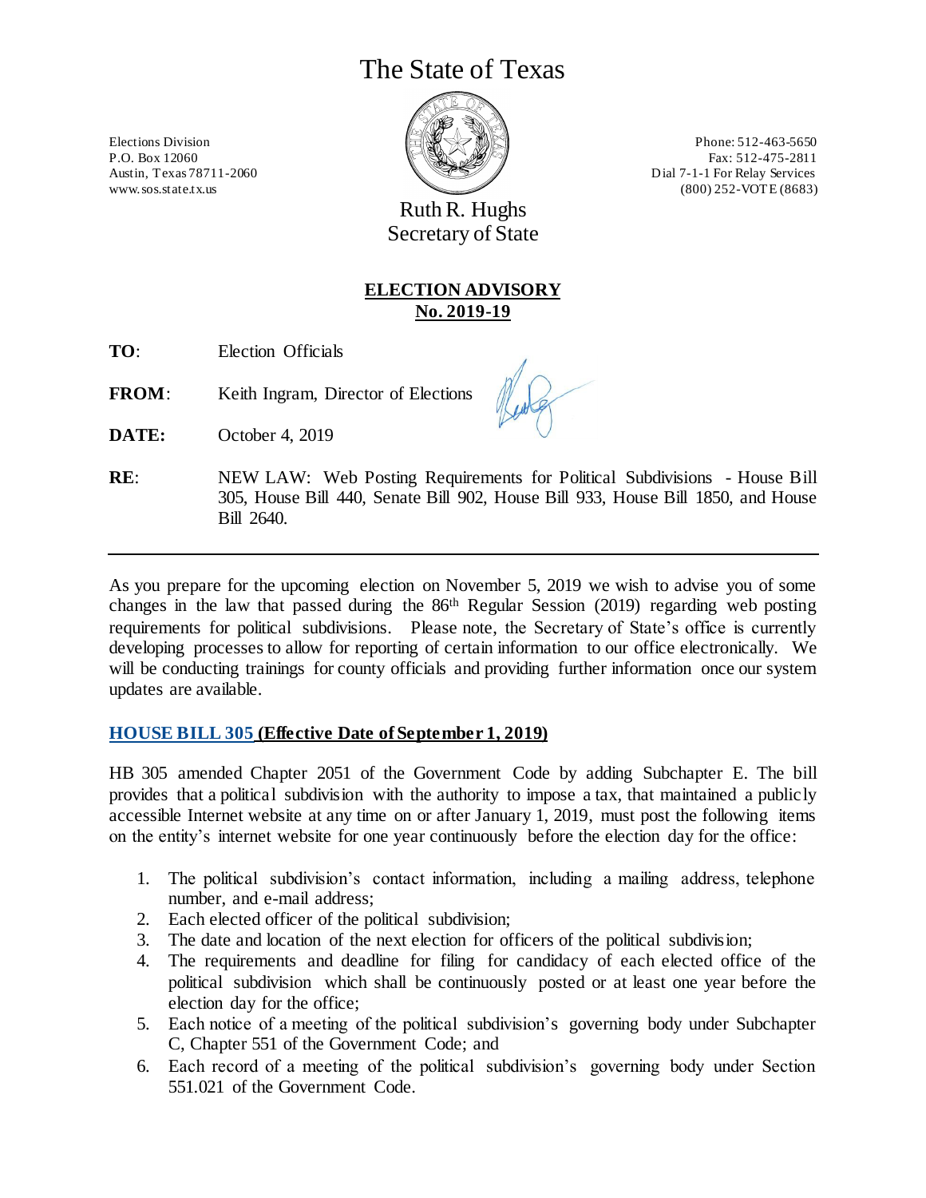# The State of Texas

Elections Division
P.O. Box 12060
Austin, Texas 78711-2060
www.sos.state.tx.us

Phone: 512-463-5650
Fax: 512-475-2811
Dial 7-1-1 For Relay Services
(800) 252-VOTE (8683)

Ruth R. Hughs
Secretary of State

## ELECTION ADVISORY
## No. 2019-19

**TO**: Election Officials

**FROM**: Keith Ingram, Director of Elections

**DATE:** October 4, 2019

**RE**: NEW LAW: Web Posting Requirements for Political Subdivisions - House Bill 305, House Bill 440, Senate Bill 902, House Bill 933, House Bill 1850, and House Bill 2640.

---

As you prepare for the upcoming election on November 5, 2019 we wish to advise you of some changes in the law that passed during the 86th Regular Session (2019) regarding web posting requirements for political subdivisions. Please note, the Secretary of State's office is currently developing processes to allow for reporting of certain information to our office electronically. We will be conducting trainings for county officials and providing further information once our system updates are available.

### HOUSE BILL 305 (Effective Date of September 1, 2019)

HB 305 amended Chapter 2051 of the Government Code by adding Subchapter E. The bill provides that a political subdivision with the authority to impose a tax, that maintained a publicly accessible Internet website at any time on or after January 1, 2019, must post the following items on the entity's internet website for one year continuously before the election day for the office:

1. The political subdivision's contact information, including a mailing address, telephone number, and e-mail address;
2. Each elected officer of the political subdivision;
3. The date and location of the next election for officers of the political subdivision;
4. The requirements and deadline for filing for candidacy of each elected office of the political subdivision which shall be continuously posted or at least one year before the election day for the office;
5. Each notice of a meeting of the political subdivision's governing body under Subchapter C, Chapter 551 of the Government Code; and
6. Each record of a meeting of the political subdivision's governing body under Section 551.021 of the Government Code.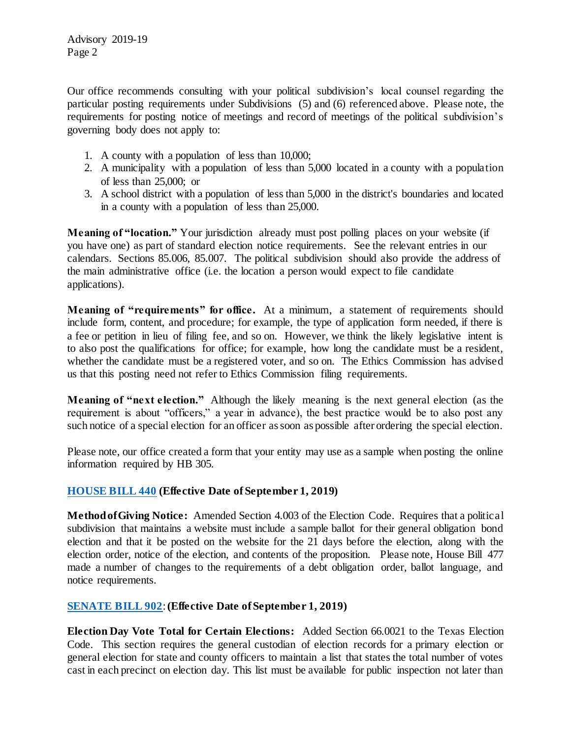Our office recommends consulting with your political subdivision's local counsel regarding the particular posting requirements under Subdivisions (5) and (6) referenced above. Please note, the requirements for posting notice of meetings and record of meetings of the political subdivision's governing body does not apply to:

1. A county with a population of less than 10,000;
2. A municipality with a population of less than 5,000 located in a county with a population of less than 25,000; or
3. A school district with a population of less than 5,000 in the district's boundaries and located in a county with a population of less than 25,000.

**Meaning of "location."** Your jurisdiction already must post polling places on your website (if you have one) as part of standard election notice requirements. See the relevant entries in our calendars. Sections 85.006, 85.007. The political subdivision should also provide the address of the main administrative office (i.e. the location a person would expect to file candidate applications).

**Meaning of "requirements" for office.** At a minimum, a statement of requirements should include form, content, and procedure; for example, the type of application form needed, if there is a fee or petition in lieu of filing fee, and so on. However, we think the likely legislative intent is to also post the qualifications for office; for example, how long the candidate must be a resident, whether the candidate must be a registered voter, and so on. The Ethics Commission has advised us that this posting need not refer to Ethics Commission filing requirements.

**Meaning of "next election."** Although the likely meaning is the next general election (as the requirement is about "officers," a year in advance), the best practice would be to also post any such notice of a special election for an officer as soon as possible after ordering the special election.

Please note, our office created a form that your entity may use as a sample when posting the online information required by HB 305.

## HOUSE BILL 440 (Effective Date of September 1, 2019)

**Method of Giving Notice:** Amended Section 4.003 of the Election Code. Requires that a political subdivision that maintains a website must include a sample ballot for their general obligation bond election and that it be posted on the website for the 21 days before the election, along with the election order, notice of the election, and contents of the proposition. Please note, House Bill 477 made a number of changes to the requirements of a debt obligation order, ballot language, and notice requirements.

## SENATE BILL 902: (Effective Date of September 1, 2019)

**Election Day Vote Total for Certain Elections:** Added Section 66.0021 to the Texas Election Code. This section requires the general custodian of election records for a primary election or general election for state and county officers to maintain a list that states the total number of votes cast in each precinct on election day. This list must be available for public inspection not later than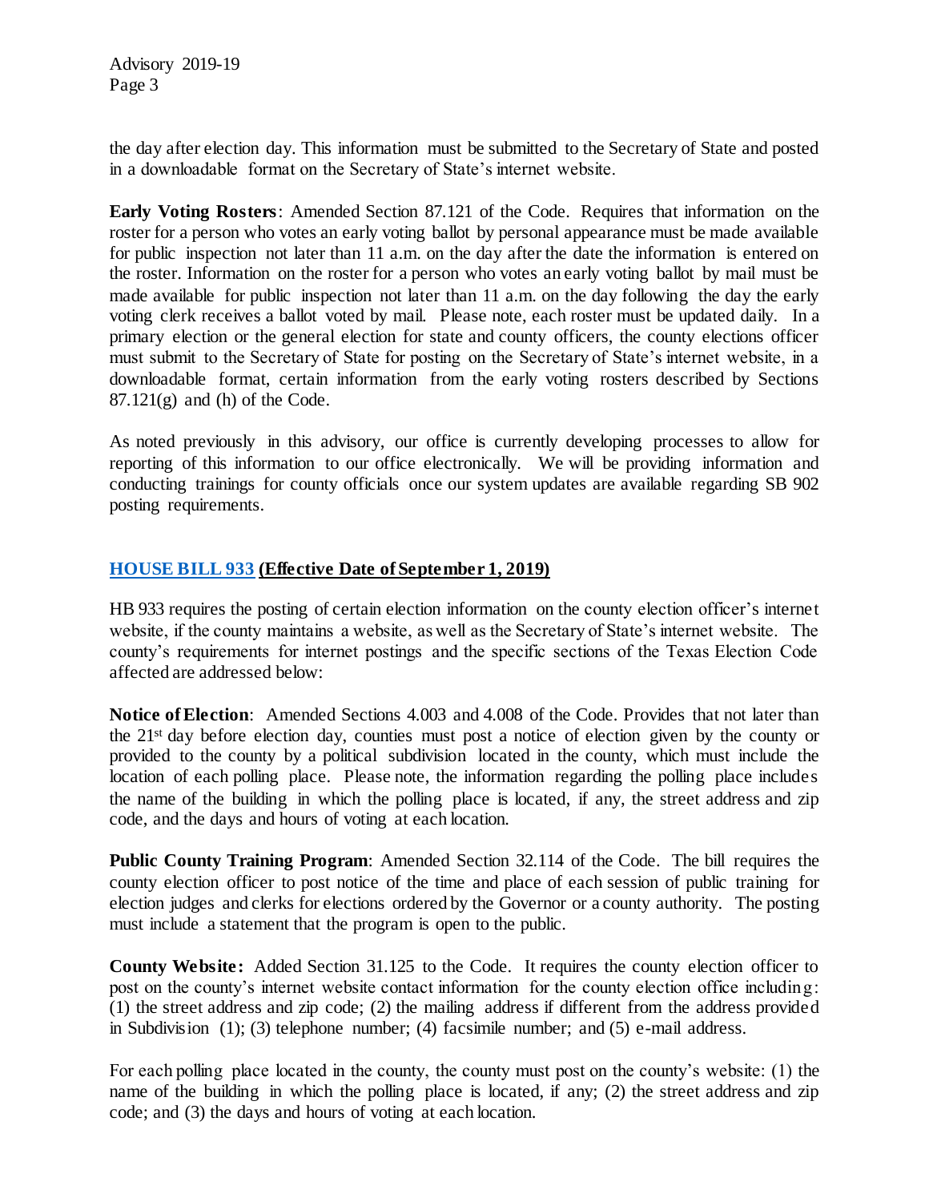the day after election day. This information must be submitted to the Secretary of State and posted in a downloadable format on the Secretary of State's internet website.

**Early Voting Rosters**: Amended Section 87.121 of the Code. Requires that information on the roster for a person who votes an early voting ballot by personal appearance must be made available for public inspection not later than 11 a.m. on the day after the date the information is entered on the roster. Information on the roster for a person who votes an early voting ballot by mail must be made available for public inspection not later than 11 a.m. on the day following the day the early voting clerk receives a ballot voted by mail. Please note, each roster must be updated daily. In a primary election or the general election for state and county officers, the county elections officer must submit to the Secretary of State for posting on the Secretary of State's internet website, in a downloadable format, certain information from the early voting rosters described by Sections 87.121(g) and (h) of the Code.

As noted previously in this advisory, our office is currently developing processes to allow for reporting of this information to our office electronically. We will be providing information and conducting trainings for county officials once our system updates are available regarding SB 902 posting requirements.

## **HOUSE BILL 933 (Effective Date of September 1, 2019)**

HB 933 requires the posting of certain election information on the county election officer's internet website, if the county maintains a website, as well as the Secretary of State's internet website. The county's requirements for internet postings and the specific sections of the Texas Election Code affected are addressed below:

**Notice of Election**: Amended Sections 4.003 and 4.008 of the Code. Provides that not later than the 21st day before election day, counties must post a notice of election given by the county or provided to the county by a political subdivision located in the county, which must include the location of each polling place. Please note, the information regarding the polling place includes the name of the building in which the polling place is located, if any, the street address and zip code, and the days and hours of voting at each location.

**Public County Training Program**: Amended Section 32.114 of the Code. The bill requires the county election officer to post notice of the time and place of each session of public training for election judges and clerks for elections ordered by the Governor or a county authority. The posting must include a statement that the program is open to the public.

**County Website:** Added Section 31.125 to the Code. It requires the county election officer to post on the county's internet website contact information for the county election office including: (1) the street address and zip code; (2) the mailing address if different from the address provided in Subdivision (1); (3) telephone number; (4) facsimile number; and (5) e-mail address.

For each polling place located in the county, the county must post on the county's website: (1) the name of the building in which the polling place is located, if any; (2) the street address and zip code; and (3) the days and hours of voting at each location.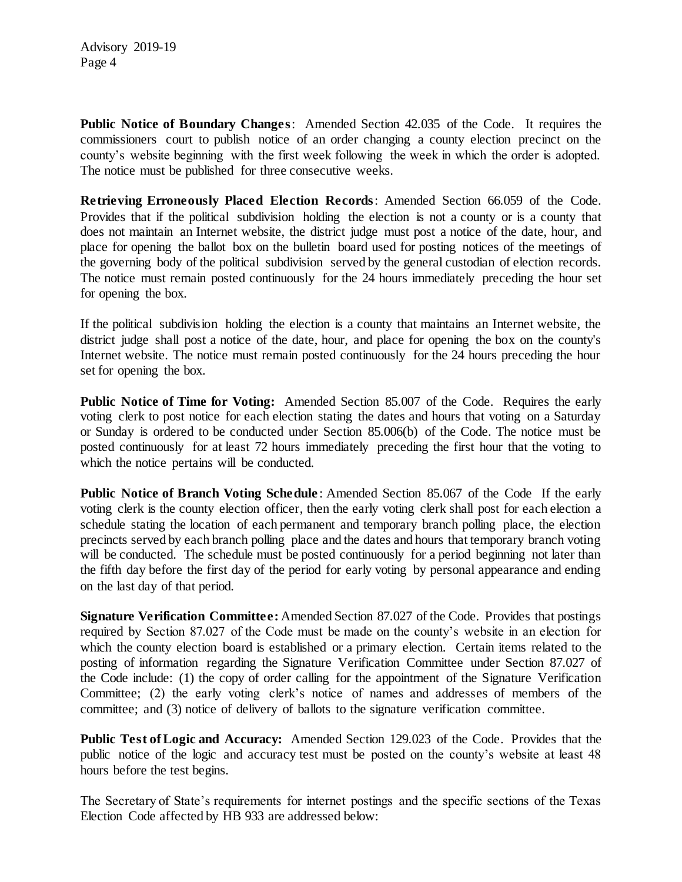**Public Notice of Boundary Changes**: Amended Section 42.035 of the Code. It requires the commissioners court to publish notice of an order changing a county election precinct on the county's website beginning with the first week following the week in which the order is adopted. The notice must be published for three consecutive weeks.

**Retrieving Erroneously Placed Election Records**: Amended Section 66.059 of the Code. Provides that if the political subdivision holding the election is not a county or is a county that does not maintain an Internet website, the district judge must post a notice of the date, hour, and place for opening the ballot box on the bulletin board used for posting notices of the meetings of the governing body of the political subdivision served by the general custodian of election records. The notice must remain posted continuously for the 24 hours immediately preceding the hour set for opening the box.

If the political subdivision holding the election is a county that maintains an Internet website, the district judge shall post a notice of the date, hour, and place for opening the box on the county's Internet website. The notice must remain posted continuously for the 24 hours preceding the hour set for opening the box.

**Public Notice of Time for Voting:** Amended Section 85.007 of the Code. Requires the early voting clerk to post notice for each election stating the dates and hours that voting on a Saturday or Sunday is ordered to be conducted under Section 85.006(b) of the Code. The notice must be posted continuously for at least 72 hours immediately preceding the first hour that the voting to which the notice pertains will be conducted.

**Public Notice of Branch Voting Schedule**: Amended Section 85.067 of the Code If the early voting clerk is the county election officer, then the early voting clerk shall post for each election a schedule stating the location of each permanent and temporary branch polling place, the election precincts served by each branch polling place and the dates and hours that temporary branch voting will be conducted. The schedule must be posted continuously for a period beginning not later than the fifth day before the first day of the period for early voting by personal appearance and ending on the last day of that period.

**Signature Verification Committee:** Amended Section 87.027 of the Code. Provides that postings required by Section 87.027 of the Code must be made on the county's website in an election for which the county election board is established or a primary election. Certain items related to the posting of information regarding the Signature Verification Committee under Section 87.027 of the Code include: (1) the copy of order calling for the appointment of the Signature Verification Committee; (2) the early voting clerk's notice of names and addresses of members of the committee; and (3) notice of delivery of ballots to the signature verification committee.

**Public Test of Logic and Accuracy:** Amended Section 129.023 of the Code. Provides that the public notice of the logic and accuracy test must be posted on the county's website at least 48 hours before the test begins.

The Secretary of State's requirements for internet postings and the specific sections of the Texas Election Code affected by HB 933 are addressed below: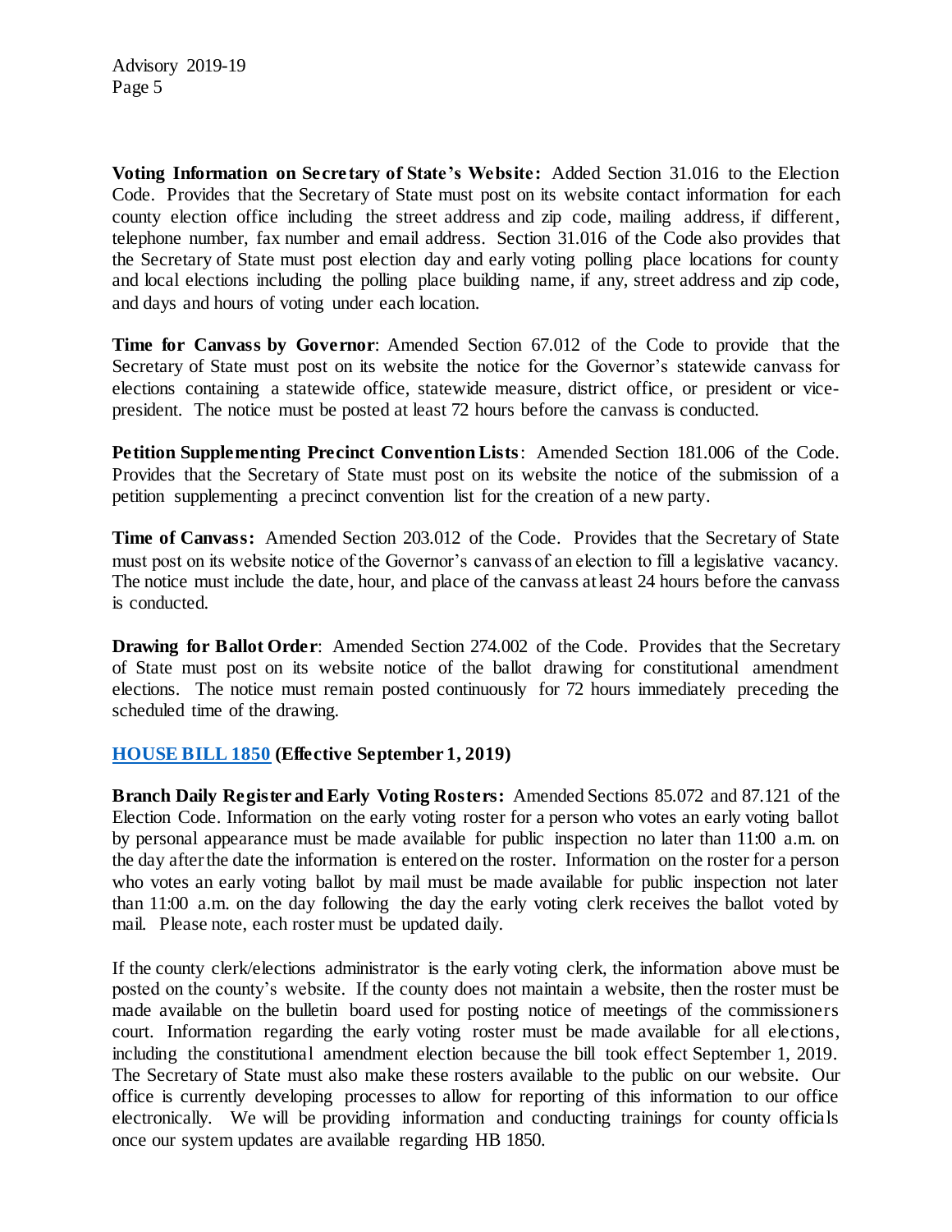**Voting Information on Secretary of State's Website:** Added Section 31.016 to the Election Code. Provides that the Secretary of State must post on its website contact information for each county election office including the street address and zip code, mailing address, if different, telephone number, fax number and email address. Section 31.016 of the Code also provides that the Secretary of State must post election day and early voting polling place locations for county and local elections including the polling place building name, if any, street address and zip code, and days and hours of voting under each location.

**Time for Canvass by Governor**: Amended Section 67.012 of the Code to provide that the Secretary of State must post on its website the notice for the Governor's statewide canvass for elections containing a statewide office, statewide measure, district office, or president or vice-president. The notice must be posted at least 72 hours before the canvass is conducted.

**Petition Supplementing Precinct Convention Lists**: Amended Section 181.006 of the Code. Provides that the Secretary of State must post on its website the notice of the submission of a petition supplementing a precinct convention list for the creation of a new party.

**Time of Canvass:** Amended Section 203.012 of the Code. Provides that the Secretary of State must post on its website notice of the Governor's canvass of an election to fill a legislative vacancy. The notice must include the date, hour, and place of the canvass at least 24 hours before the canvass is conducted.

**Drawing for Ballot Order**: Amended Section 274.002 of the Code. Provides that the Secretary of State must post on its website notice of the ballot drawing for constitutional amendment elections. The notice must remain posted continuously for 72 hours immediately preceding the scheduled time of the drawing.

### HOUSE BILL 1850 (Effective September 1, 2019)

**Branch Daily Register and Early Voting Rosters:** Amended Sections 85.072 and 87.121 of the Election Code. Information on the early voting roster for a person who votes an early voting ballot by personal appearance must be made available for public inspection no later than 11:00 a.m. on the day after the date the information is entered on the roster. Information on the roster for a person who votes an early voting ballot by mail must be made available for public inspection not later than 11:00 a.m. on the day following the day the early voting clerk receives the ballot voted by mail. Please note, each roster must be updated daily.

If the county clerk/elections administrator is the early voting clerk, the information above must be posted on the county's website. If the county does not maintain a website, then the roster must be made available on the bulletin board used for posting notice of meetings of the commissioners court. Information regarding the early voting roster must be made available for all elections, including the constitutional amendment election because the bill took effect September 1, 2019. The Secretary of State must also make these rosters available to the public on our website. Our office is currently developing processes to allow for reporting of this information to our office electronically. We will be providing information and conducting trainings for county officials once our system updates are available regarding HB 1850.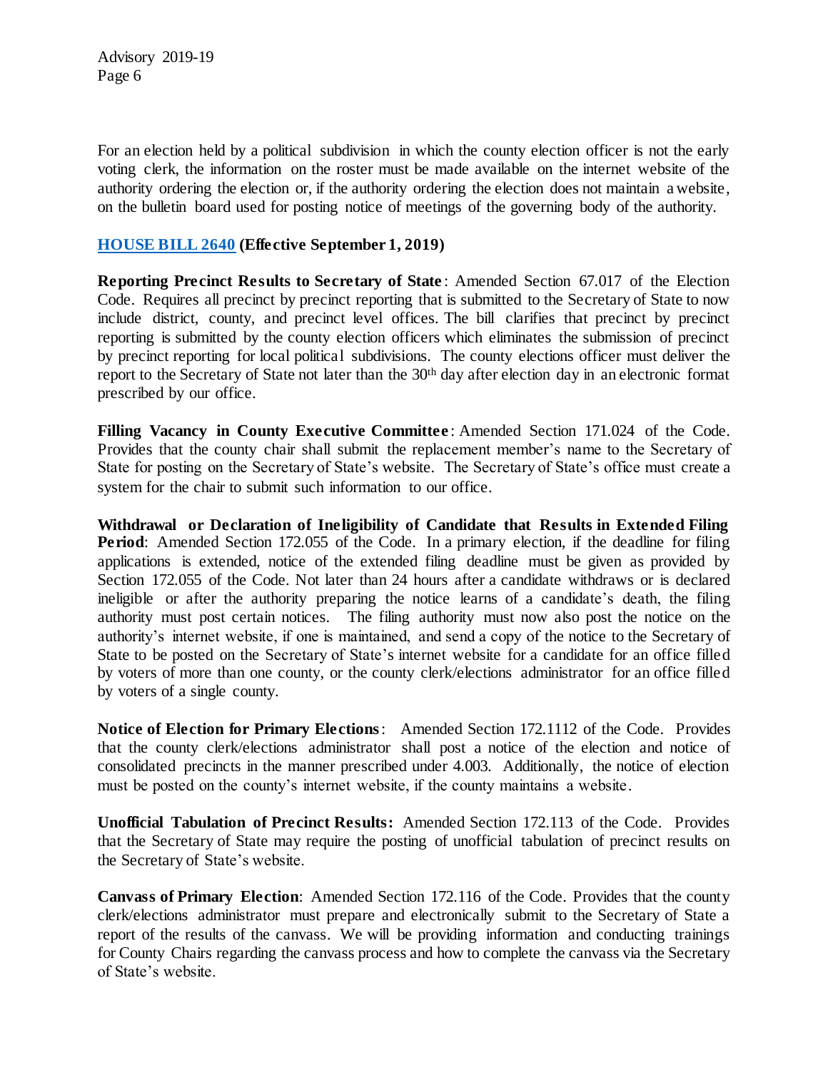For an election held by a political subdivision in which the county election officer is not the early voting clerk, the information on the roster must be made available on the internet website of the authority ordering the election or, if the authority ordering the election does not maintain a website, on the bulletin board used for posting notice of meetings of the governing body of the authority.

## HOUSE BILL 2640 (Effective September 1, 2019)

**Reporting Precinct Results to Secretary of State**: Amended Section 67.017 of the Election Code. Requires all precinct by precinct reporting that is submitted to the Secretary of State to now include district, county, and precinct level offices. The bill clarifies that precinct by precinct reporting is submitted by the county election officers which eliminates the submission of precinct by precinct reporting for local political subdivisions. The county elections officer must deliver the report to the Secretary of State not later than the 30th day after election day in an electronic format prescribed by our office.

**Filling Vacancy in County Executive Committee**: Amended Section 171.024 of the Code. Provides that the county chair shall submit the replacement member's name to the Secretary of State for posting on the Secretary of State's website. The Secretary of State's office must create a system for the chair to submit such information to our office.

**Withdrawal or Declaration of Ineligibility of Candidate that Results in Extended Filing Period**: Amended Section 172.055 of the Code. In a primary election, if the deadline for filing applications is extended, notice of the extended filing deadline must be given as provided by Section 172.055 of the Code. Not later than 24 hours after a candidate withdraws or is declared ineligible or after the authority preparing the notice learns of a candidate's death, the filing authority must post certain notices. The filing authority must now also post the notice on the authority's internet website, if one is maintained, and send a copy of the notice to the Secretary of State to be posted on the Secretary of State's internet website for a candidate for an office filled by voters of more than one county, or the county clerk/elections administrator for an office filled by voters of a single county.

**Notice of Election for Primary Elections**: Amended Section 172.1112 of the Code. Provides that the county clerk/elections administrator shall post a notice of the election and notice of consolidated precincts in the manner prescribed under 4.003. Additionally, the notice of election must be posted on the county's internet website, if the county maintains a website.

**Unofficial Tabulation of Precinct Results:** Amended Section 172.113 of the Code. Provides that the Secretary of State may require the posting of unofficial tabulation of precinct results on the Secretary of State's website.

**Canvass of Primary Election**: Amended Section 172.116 of the Code. Provides that the county clerk/elections administrator must prepare and electronically submit to the Secretary of State a report of the results of the canvass. We will be providing information and conducting trainings for County Chairs regarding the canvass process and how to complete the canvass via the Secretary of State's website.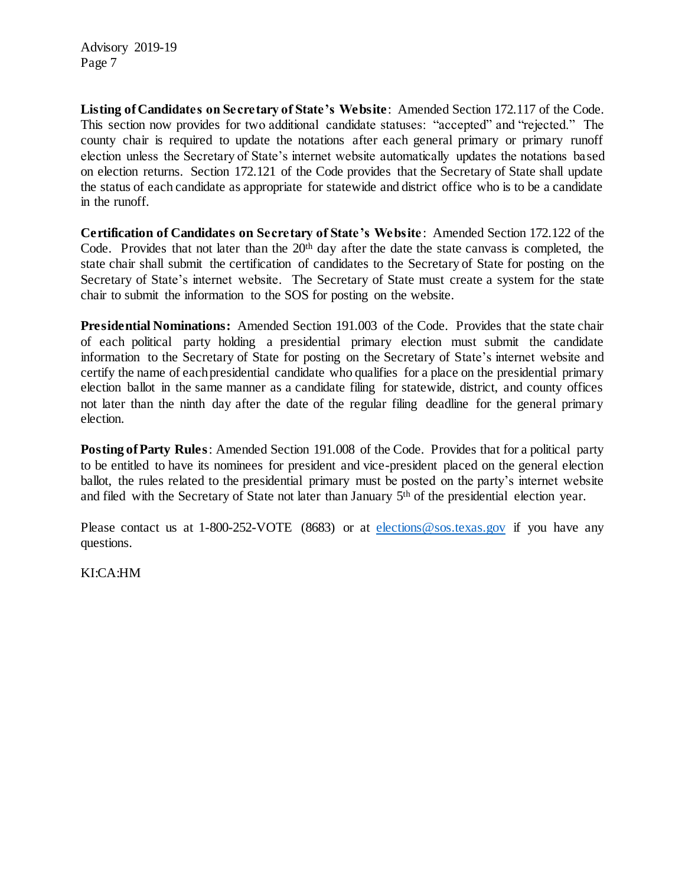**Listing of Candidates on Secretary of State's Website**: Amended Section 172.117 of the Code. This section now provides for two additional candidate statuses: "accepted" and "rejected." The county chair is required to update the notations after each general primary or primary runoff election unless the Secretary of State's internet website automatically updates the notations based on election returns. Section 172.121 of the Code provides that the Secretary of State shall update the status of each candidate as appropriate for statewide and district office who is to be a candidate in the runoff.

**Certification of Candidates on Secretary of State's Website**: Amended Section 172.122 of the Code. Provides that not later than the 20th day after the date the state canvass is completed, the state chair shall submit the certification of candidates to the Secretary of State for posting on the Secretary of State's internet website. The Secretary of State must create a system for the state chair to submit the information to the SOS for posting on the website.

**Presidential Nominations:** Amended Section 191.003 of the Code. Provides that the state chair of each political party holding a presidential primary election must submit the candidate information to the Secretary of State for posting on the Secretary of State's internet website and certify the name of each presidential candidate who qualifies for a place on the presidential primary election ballot in the same manner as a candidate filing for statewide, district, and county offices not later than the ninth day after the date of the regular filing deadline for the general primary election.

**Posting of Party Rules**: Amended Section 191.008 of the Code. Provides that for a political party to be entitled to have its nominees for president and vice-president placed on the general election ballot, the rules related to the presidential primary must be posted on the party's internet website and filed with the Secretary of State not later than January 5th of the presidential election year.

Please contact us at 1-800-252-VOTE (8683) or at [elections@sos.texas.gov](mailto:elections@sos.texas.gov) if you have any questions.

KI:CA:HM